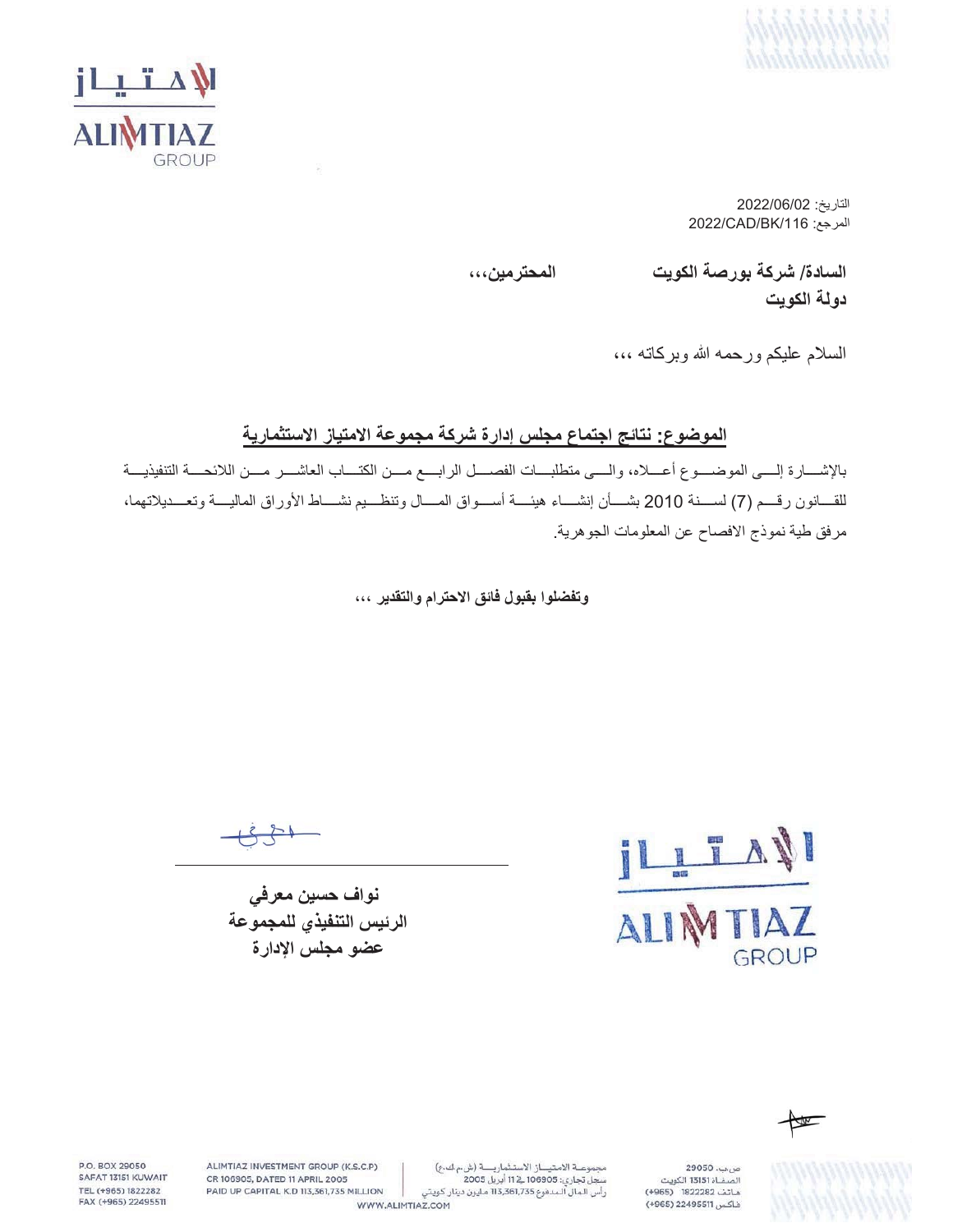التاريخ: 2022/06/02
المرجع: 2022/CAD/BK/116

**السادة/ شركة بورصة الكويت المحترمين،،،**
**دولة الكويت**

السلام عليكم ورحمه الله وبركاته ،،،

**الموضوع: نتائج اجتماع مجلس إدارة شركة مجموعة الامتياز الاستثمارية**

بالإشارة إلى الموضوع أعلاه، والى متطلبات الفصل الرابع من الكتاب العاشر من اللائحة التنفيذية للقانون رقم (7) لسنة 2010 بشأن إنشاء هيئة أسواق المال وتنظيم نشاط الأوراق المالية وتعديلاتهما، مرفق طية نموذج الافصاح عن المعلومات الجوهرية.

**وتفضلوا بقبول فائق الاحترام والتقدير ،،،**

**نواف حسين معرفي**
**الرئيس التنفيذي للمجموعة**
**عضو مجلس الإدارة**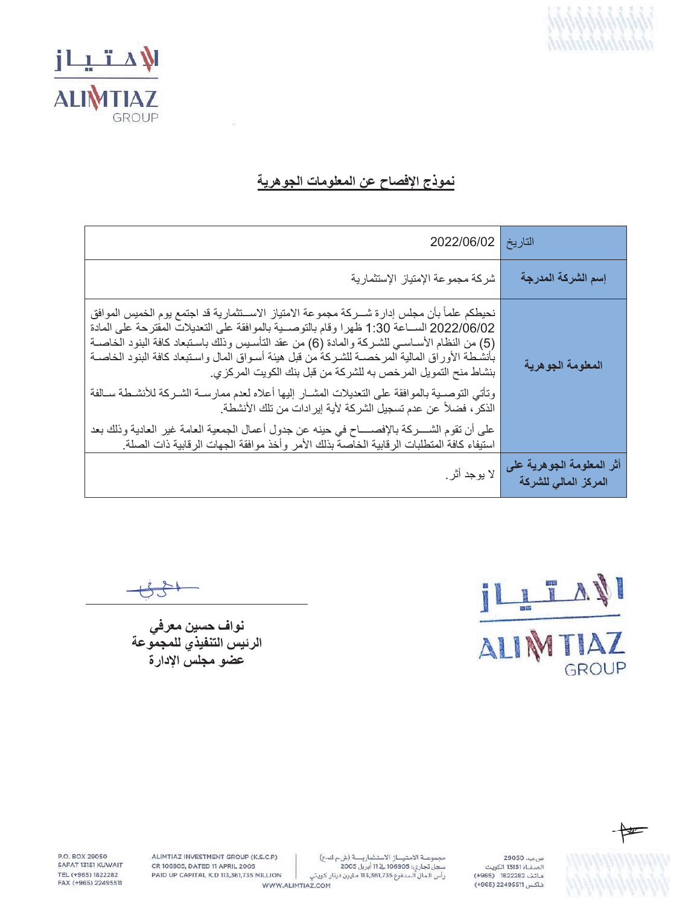## نموذج الإفصاح عن المعلومات الجوهرية

| التاريخ | 2022/06/02 |
|---|---|
| **إسم الشركة المدرجة** | شركة مجموعة الإمتياز الإستثمارية |
| **المعلومة الجوهرية** | نحيطكم علماً بأن مجلس إدارة شركة مجموعة الامتياز الاستثمارية قد اجتمع يوم الخميس الموافق 2022/06/02 الساعة 1:30 ظهرا وقام بالتوصية بالموافقة على التعديلات المقترحة على المادة (5) من النظام الأساسي للشركة والمادة (6) من عقد التأسيس وذلك باستبعاد كافة البنود الخاصة بأنشطة الأوراق المالية المرخصة للشركة من قبل هيئة أسواق المال واستبعاد كافة البنود الخاصة بنشاط منح التمويل المرخص به للشركة من قبل بنك الكويت المركزي. وتأتي التوصية بالموافقة على التعديلات المشار إليها أعلاه لعدم ممارسة الشركة للأنشطة سالفة الذكر، فضلاً عن عدم تسجيل الشركة لأية إيرادات من تلك الأنشطة. على أن تقوم الشركة بالإفصاح في حينه عن جدول أعمال الجمعية العامة غير العادية وذلك بعد استيفاء كافة المتطلبات الرقابية الخاصة بذلك الأمر وأخذ موافقة الجهات الرقابية ذات الصلة. |
| **أثر المعلومة الجوهرية على المركز المالي للشركة** | لا يوجد أثر. |

**نواف حسين معرفي**
**الرئيس التنفيذي للمجموعة**
**عضو مجلس الإدارة**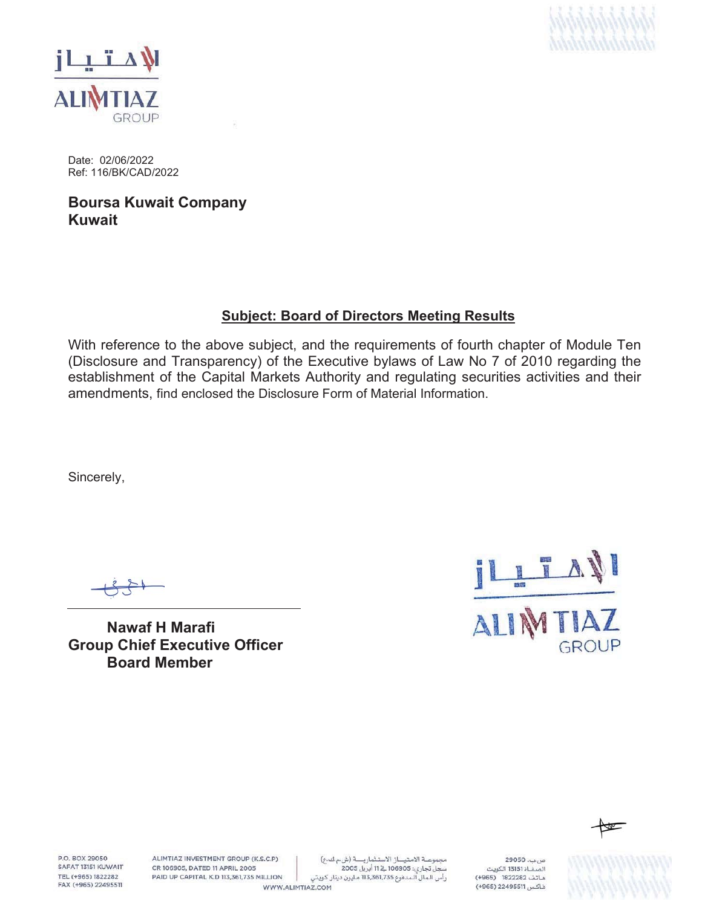Date: 02/06/2022
Ref: 116/BK/CAD/2022

**Boursa Kuwait Company**
**Kuwait**

## Subject: Board of Directors Meeting Results

With reference to the above subject, and the requirements of fourth chapter of Module Ten (Disclosure and Transparency) of the Executive bylaws of Law No 7 of 2010 regarding the establishment of the Capital Markets Authority and regulating securities activities and their amendments, find enclosed the Disclosure Form of Material Information.

Sincerely,

**Nawaf H Marafi**
**Group Chief Executive Officer**
**Board Member**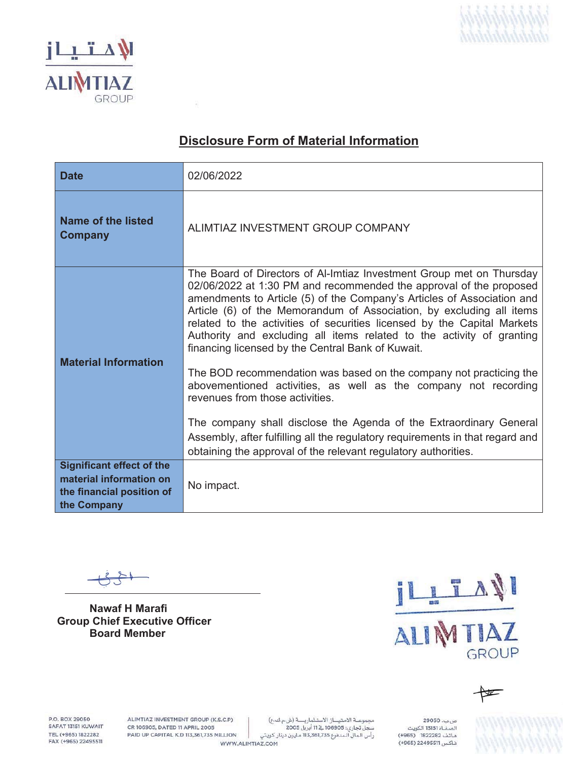# Disclosure Form of Material Information

| | |
|---|---|
| **Date** | 02/06/2022 |
| **Name of the listed Company** | ALIMTIAZ INVESTMENT GROUP COMPANY |
| **Material Information** | The Board of Directors of Al-Imtiaz Investment Group met on Thursday 02/06/2022 at 1:30 PM and recommended the approval of the proposed amendments to Article (5) of the Company's Articles of Association and Article (6) of the Memorandum of Association, by excluding all items related to the activities of securities licensed by the Capital Markets Authority and excluding all items related to the activity of granting financing licensed by the Central Bank of Kuwait.<br><br>The BOD recommendation was based on the company not practicing the abovementioned activities, as well as the company not recording revenues from those activities.<br><br>The company shall disclose the Agenda of the Extraordinary General Assembly, after fulfilling all the regulatory requirements in that regard and obtaining the approval of the relevant regulatory authorities. |
| **Significant effect of the material information on the financial position of the Company** | No impact. |

**Nawaf H Marafi**
**Group Chief Executive Officer**
**Board Member**

P.O. BOX 29050
SAFAT 13151 KUWAIT
TEL (+965) 1822282
FAX (+965) 22495511

ALIMTIAZ INVESTMENT GROUP (K.S.C.P)
CR 106905, DATED 11 APRIL 2005
PAID UP CAPITAL K.D 113,361,735 MILLION

مجموعة الامتياز الاستثمارية (ش.م.ك.ع)
سجل تجاري: 106905 في 11 أبريل 2005
رأس المال المدفوع 113,361,735 مليون دينار كويتي

WWW.ALIMTIAZ.COM

ص.ب. 29050
الصفاة 13151 الكويت
هاتف 1822282 (965+)
فاكس 22495511 (965+)